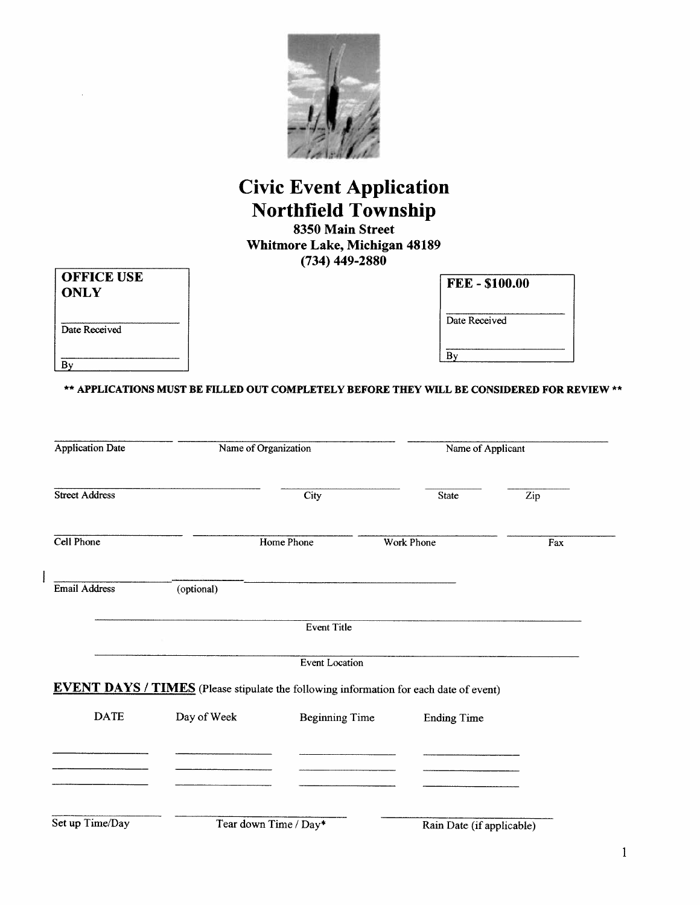# Civic Event Application
# Northfield Township

**8350 Main Street**
**Whitmore Lake, Michigan 48189**
**(734) 449-2880**

| **OFFICE USE ONLY** |
|---|
| ______________ Date Received |
| ______________ By |

| **FEE - $100.00** |
|---|
| ______________ Date Received |
| ______________ By |

**\*\* APPLICATIONS MUST BE FILLED OUT COMPLETELY BEFORE THEY WILL BE CONSIDERED FOR REVIEW \*\***

______________ Application Date &nbsp;&nbsp; ______________ Name of Organization &nbsp;&nbsp; ______________ Name of Applicant

______________ Street Address &nbsp;&nbsp; ______________ City &nbsp;&nbsp; ______________ State &nbsp;&nbsp; ______________ Zip

______________ Cell Phone &nbsp;&nbsp; ______________ Home Phone &nbsp;&nbsp; ______________ Work Phone &nbsp;&nbsp; ______________ Fax

______________ Email Address (optional)

______________ Event Title

______________ Event Location

**EVENT DAYS / TIMES** (Please stipulate the following information for each date of event)

| DATE | Day of Week | Beginning Time | Ending Time |
|---|---|---|---|
| | | | |
| | | | |
| | | | |

______________ Set up Time/Day &nbsp;&nbsp; ______________ Tear down Time / Day* &nbsp;&nbsp; ______________ Rain Date (if applicable)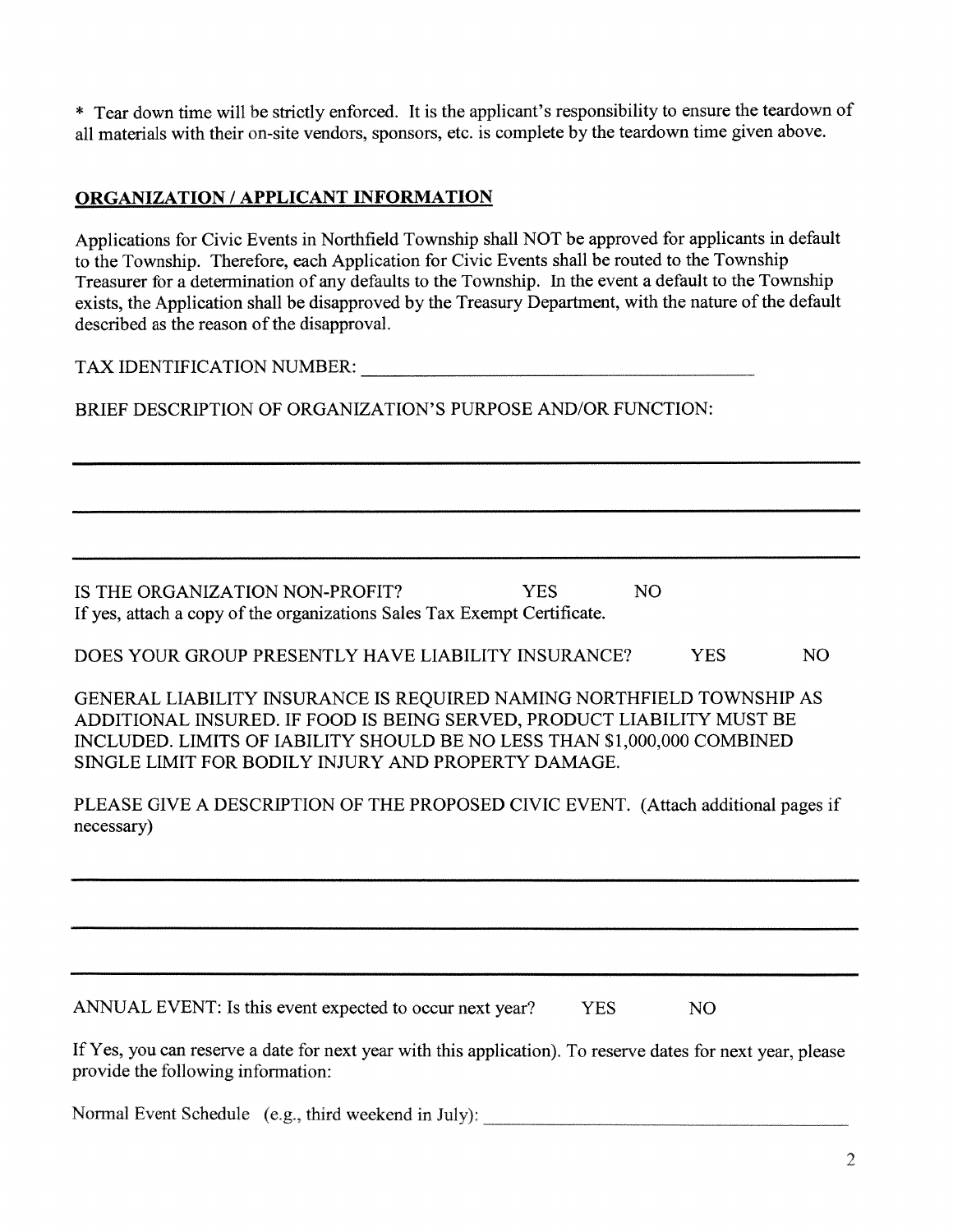* Tear down time will be strictly enforced. It is the applicant's responsibility to ensure the teardown of all materials with their on-site vendors, sponsors, etc. is complete by the teardown time given above.

## ORGANIZATION / APPLICANT INFORMATION

Applications for Civic Events in Northfield Township shall NOT be approved for applicants in default to the Township. Therefore, each Application for Civic Events shall be routed to the Township Treasurer for a determination of any defaults to the Township. In the event a default to the Township exists, the Application shall be disapproved by the Treasury Department, with the nature of the default described as the reason of the disapproval.

TAX IDENTIFICATION NUMBER: ____________________________________________

BRIEF DESCRIPTION OF ORGANIZATION'S PURPOSE AND/OR FUNCTION:

______________________________________________________________________

______________________________________________________________________

______________________________________________________________________

IS THE ORGANIZATION NON-PROFIT? YES NO
If yes, attach a copy of the organizations Sales Tax Exempt Certificate.

DOES YOUR GROUP PRESENTLY HAVE LIABILITY INSURANCE? YES NO

GENERAL LIABILITY INSURANCE IS REQUIRED NAMING NORTHFIELD TOWNSHIP AS ADDITIONAL INSURED. IF FOOD IS BEING SERVED, PRODUCT LIABILITY MUST BE INCLUDED. LIMITS OF IABILITY SHOULD BE NO LESS THAN $1,000,000 COMBINED SINGLE LIMIT FOR BODILY INJURY AND PROPERTY DAMAGE.

PLEASE GIVE A DESCRIPTION OF THE PROPOSED CIVIC EVENT. (Attach additional pages if necessary)

______________________________________________________________________

______________________________________________________________________

______________________________________________________________________

ANNUAL EVENT: Is this event expected to occur next year? YES NO

If Yes, you can reserve a date for next year with this application). To reserve dates for next year, please provide the following information:

Normal Event Schedule (e.g., third weekend in July): ________________________________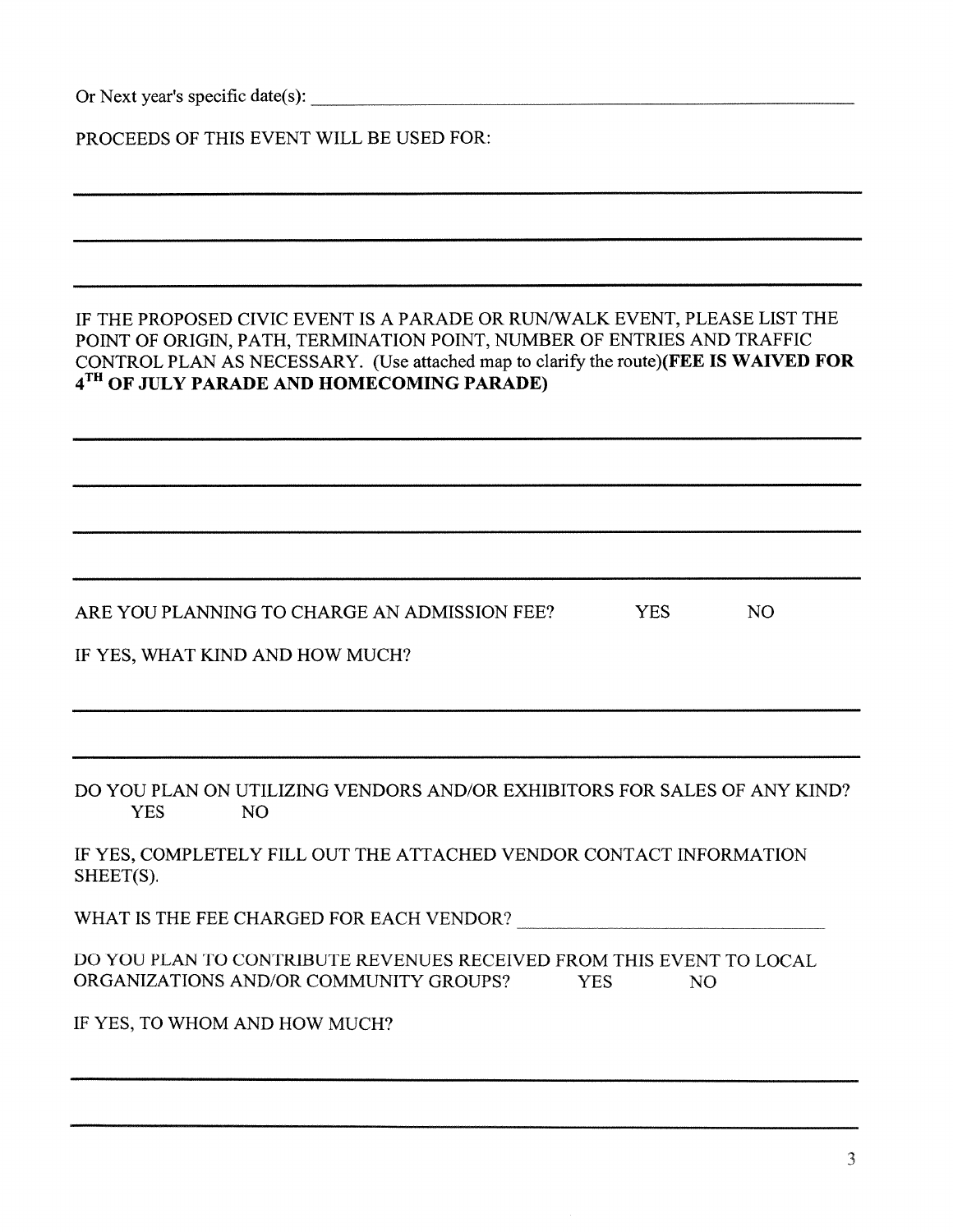Or Next year's specific date(s): ______________________________________________

PROCEEDS OF THIS EVENT WILL BE USED FOR:

______________________________________________

______________________________________________

______________________________________________

IF THE PROPOSED CIVIC EVENT IS A PARADE OR RUN/WALK EVENT, PLEASE LIST THE POINT OF ORIGIN, PATH, TERMINATION POINT, NUMBER OF ENTRIES AND TRAFFIC CONTROL PLAN AS NECESSARY. (Use attached map to clarify the route)**(FEE IS WAIVED FOR 4TH OF JULY PARADE AND HOMECOMING PARADE)**

______________________________________________

______________________________________________

______________________________________________

______________________________________________

ARE YOU PLANNING TO CHARGE AN ADMISSION FEE? YES NO

IF YES, WHAT KIND AND HOW MUCH?

______________________________________________

______________________________________________

DO YOU PLAN ON UTILIZING VENDORS AND/OR EXHIBITORS FOR SALES OF ANY KIND? YES NO

IF YES, COMPLETELY FILL OUT THE ATTACHED VENDOR CONTACT INFORMATION SHEET(S).

WHAT IS THE FEE CHARGED FOR EACH VENDOR? ______________________

DO YOU PLAN TO CONTRIBUTE REVENUES RECEIVED FROM THIS EVENT TO LOCAL ORGANIZATIONS AND/OR COMMUNITY GROUPS? YES NO

IF YES, TO WHOM AND HOW MUCH?

______________________________________________

______________________________________________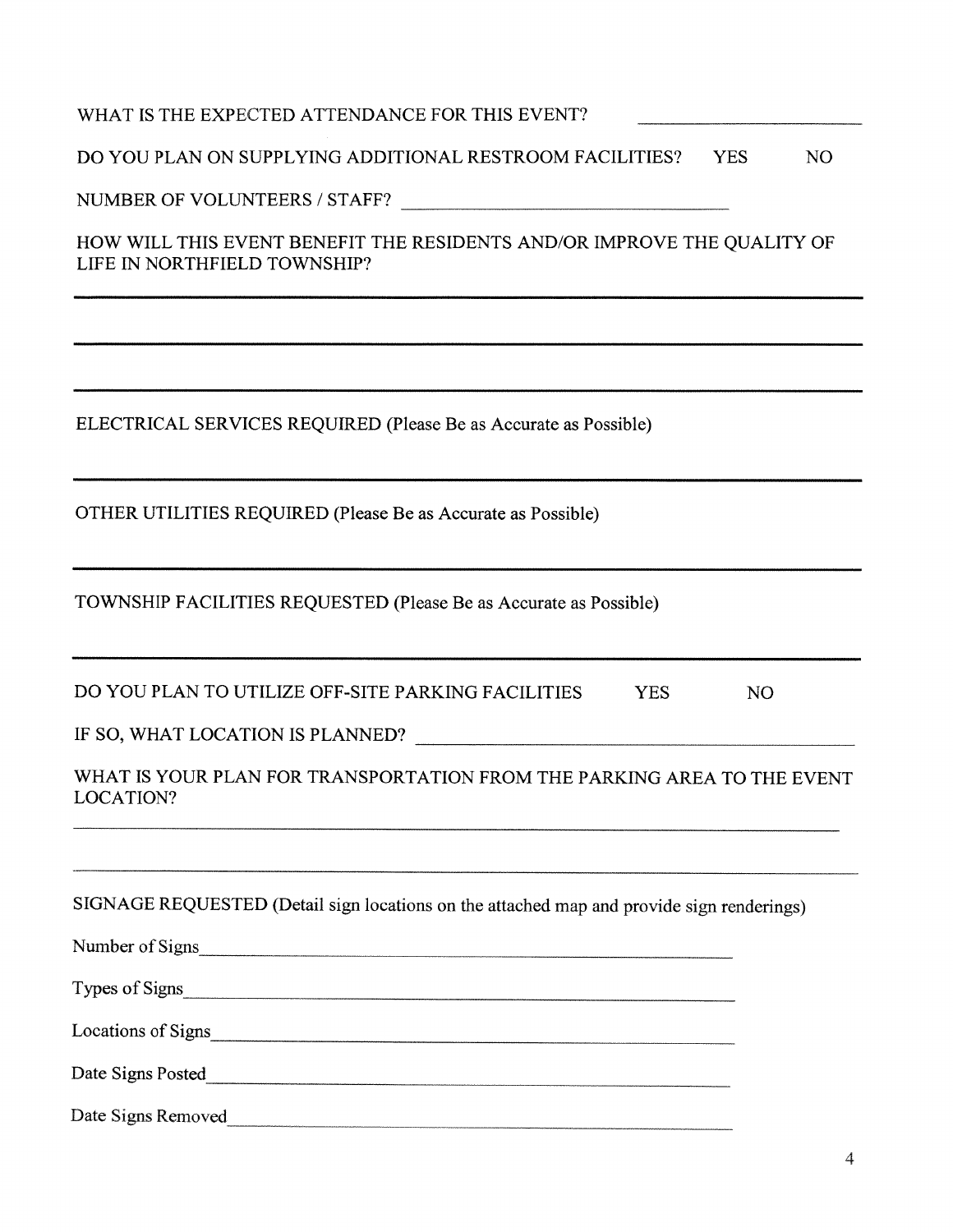WHAT IS THE EXPECTED ATTENDANCE FOR THIS EVENT? \_\_\_\_\_\_\_\_\_\_\_\_\_\_\_\_\_\_\_\_

DO YOU PLAN ON SUPPLYING ADDITIONAL RESTROOM FACILITIES? YES NO

NUMBER OF VOLUNTEERS / STAFF? \_\_\_\_\_\_\_\_\_\_\_\_\_\_\_\_\_\_\_\_\_\_\_\_\_\_\_\_\_\_

HOW WILL THIS EVENT BENEFIT THE RESIDENTS AND/OR IMPROVE THE QUALITY OF LIFE IN NORTHFIELD TOWNSHIP?

\_\_\_\_\_\_\_\_\_\_\_\_\_\_\_\_\_\_\_\_\_\_\_\_\_\_\_\_\_\_\_\_\_\_\_\_\_\_\_\_\_\_\_\_\_\_\_\_\_\_\_\_\_\_\_\_\_\_\_\_\_\_\_\_\_\_\_\_\_\_

\_\_\_\_\_\_\_\_\_\_\_\_\_\_\_\_\_\_\_\_\_\_\_\_\_\_\_\_\_\_\_\_\_\_\_\_\_\_\_\_\_\_\_\_\_\_\_\_\_\_\_\_\_\_\_\_\_\_\_\_\_\_\_\_\_\_\_\_\_\_

\_\_\_\_\_\_\_\_\_\_\_\_\_\_\_\_\_\_\_\_\_\_\_\_\_\_\_\_\_\_\_\_\_\_\_\_\_\_\_\_\_\_\_\_\_\_\_\_\_\_\_\_\_\_\_\_\_\_\_\_\_\_\_\_\_\_\_\_\_\_

ELECTRICAL SERVICES REQUIRED (Please Be as Accurate as Possible)

\_\_\_\_\_\_\_\_\_\_\_\_\_\_\_\_\_\_\_\_\_\_\_\_\_\_\_\_\_\_\_\_\_\_\_\_\_\_\_\_\_\_\_\_\_\_\_\_\_\_\_\_\_\_\_\_\_\_\_\_\_\_\_\_\_\_\_\_\_\_

OTHER UTILITIES REQUIRED (Please Be as Accurate as Possible)

\_\_\_\_\_\_\_\_\_\_\_\_\_\_\_\_\_\_\_\_\_\_\_\_\_\_\_\_\_\_\_\_\_\_\_\_\_\_\_\_\_\_\_\_\_\_\_\_\_\_\_\_\_\_\_\_\_\_\_\_\_\_\_\_\_\_\_\_\_\_

TOWNSHIP FACILITIES REQUESTED (Please Be as Accurate as Possible)

\_\_\_\_\_\_\_\_\_\_\_\_\_\_\_\_\_\_\_\_\_\_\_\_\_\_\_\_\_\_\_\_\_\_\_\_\_\_\_\_\_\_\_\_\_\_\_\_\_\_\_\_\_\_\_\_\_\_\_\_\_\_\_\_\_\_\_\_\_\_

DO YOU PLAN TO UTILIZE OFF-SITE PARKING FACILITIES YES NO

IF SO, WHAT LOCATION IS PLANNED? \_\_\_\_\_\_\_\_\_\_\_\_\_\_\_\_\_\_\_\_\_\_\_\_\_\_\_\_\_\_\_\_\_\_\_\_\_\_\_\_

WHAT IS YOUR PLAN FOR TRANSPORTATION FROM THE PARKING AREA TO THE EVENT LOCATION?

\_\_\_\_\_\_\_\_\_\_\_\_\_\_\_\_\_\_\_\_\_\_\_\_\_\_\_\_\_\_\_\_\_\_\_\_\_\_\_\_\_\_\_\_\_\_\_\_\_\_\_\_\_\_\_\_\_\_\_\_\_\_\_\_\_\_\_\_\_\_

\_\_\_\_\_\_\_\_\_\_\_\_\_\_\_\_\_\_\_\_\_\_\_\_\_\_\_\_\_\_\_\_\_\_\_\_\_\_\_\_\_\_\_\_\_\_\_\_\_\_\_\_\_\_\_\_\_\_\_\_\_\_\_\_\_\_\_\_\_\_

SIGNAGE REQUESTED (Detail sign locations on the attached map and provide sign renderings)

Number of Signs\_\_\_\_\_\_\_\_\_\_\_\_\_\_\_\_\_\_\_\_\_\_\_\_\_\_\_\_\_\_\_\_\_\_\_\_\_\_\_\_\_\_\_\_\_\_\_\_

Types of Signs\_\_\_\_\_\_\_\_\_\_\_\_\_\_\_\_\_\_\_\_\_\_\_\_\_\_\_\_\_\_\_\_\_\_\_\_\_\_\_\_\_\_\_\_\_\_\_\_

Locations of Signs\_\_\_\_\_\_\_\_\_\_\_\_\_\_\_\_\_\_\_\_\_\_\_\_\_\_\_\_\_\_\_\_\_\_\_\_\_\_\_\_\_\_\_\_\_\_

Date Signs Posted\_\_\_\_\_\_\_\_\_\_\_\_\_\_\_\_\_\_\_\_\_\_\_\_\_\_\_\_\_\_\_\_\_\_\_\_\_\_\_\_\_\_\_\_\_\_

Date Signs Removed\_\_\_\_\_\_\_\_\_\_\_\_\_\_\_\_\_\_\_\_\_\_\_\_\_\_\_\_\_\_\_\_\_\_\_\_\_\_\_\_\_\_\_\_\_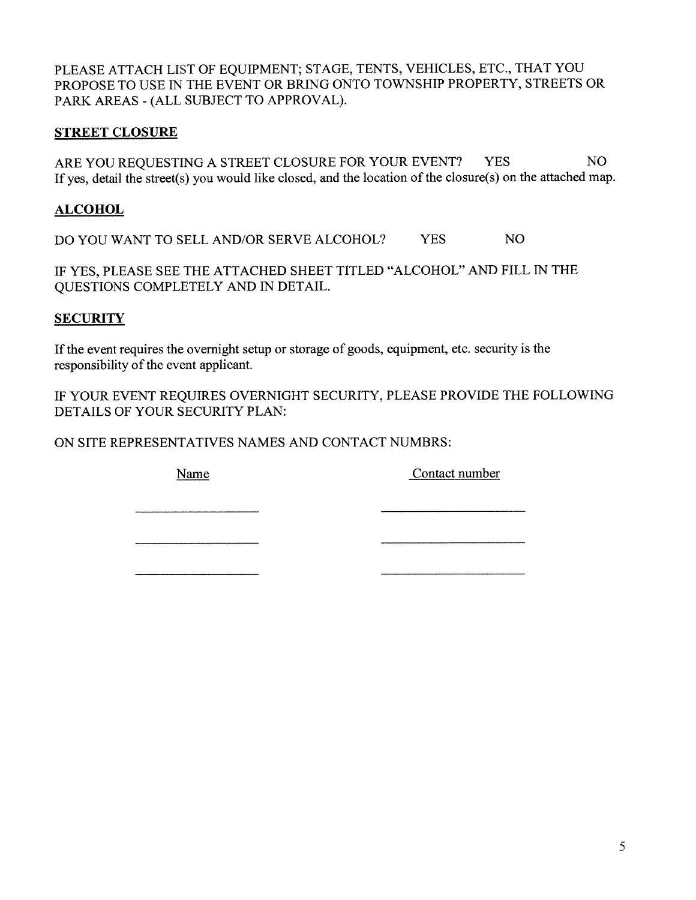PLEASE ATTACH LIST OF EQUIPMENT; STAGE, TENTS, VEHICLES, ETC., THAT YOU PROPOSE TO USE IN THE EVENT OR BRING ONTO TOWNSHIP PROPERTY, STREETS OR PARK AREAS - (ALL SUBJECT TO APPROVAL).

## STREET CLOSURE

ARE YOU REQUESTING A STREET CLOSURE FOR YOUR EVENT? YES NO

If yes, detail the street(s) you would like closed, and the location of the closure(s) on the attached map.

## ALCOHOL

DO YOU WANT TO SELL AND/OR SERVE ALCOHOL? YES NO

IF YES, PLEASE SEE THE ATTACHED SHEET TITLED "ALCOHOL" AND FILL IN THE QUESTIONS COMPLETELY AND IN DETAIL.

## SECURITY

If the event requires the overnight setup or storage of goods, equipment, etc. security is the responsibility of the event applicant.

IF YOUR EVENT REQUIRES OVERNIGHT SECURITY, PLEASE PROVIDE THE FOLLOWING DETAILS OF YOUR SECURITY PLAN:

ON SITE REPRESENTATIVES NAMES AND CONTACT NUMBRS:

| Name | Contact number |
|---|---|
| ____________________ | ____________________ |
| ____________________ | ____________________ |
| ____________________ | ____________________ |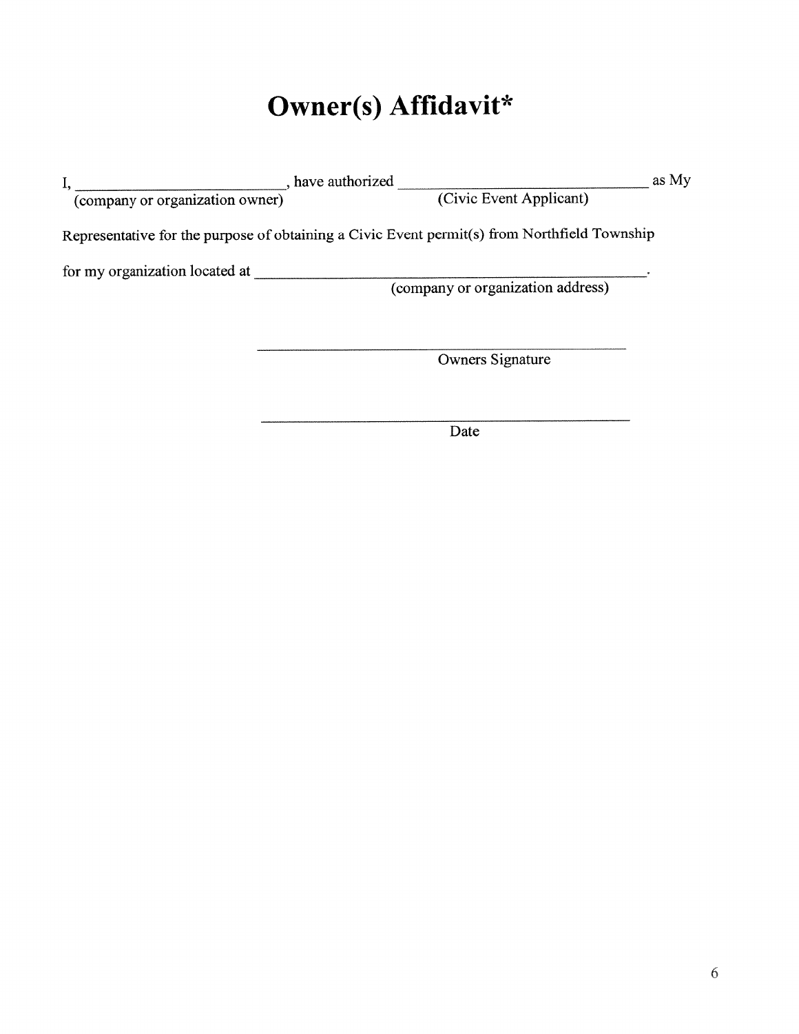# Owner(s) Affidavit*

I, ____________________________, have authorized ________________________________ as My
(company or organization owner) (Civic Event Applicant)

Representative for the purpose of obtaining a Civic Event permit(s) from Northfield Township

for my organization located at ______________________________________________.
(company or organization address)

______________________________________
Owners Signature

______________________________________
Date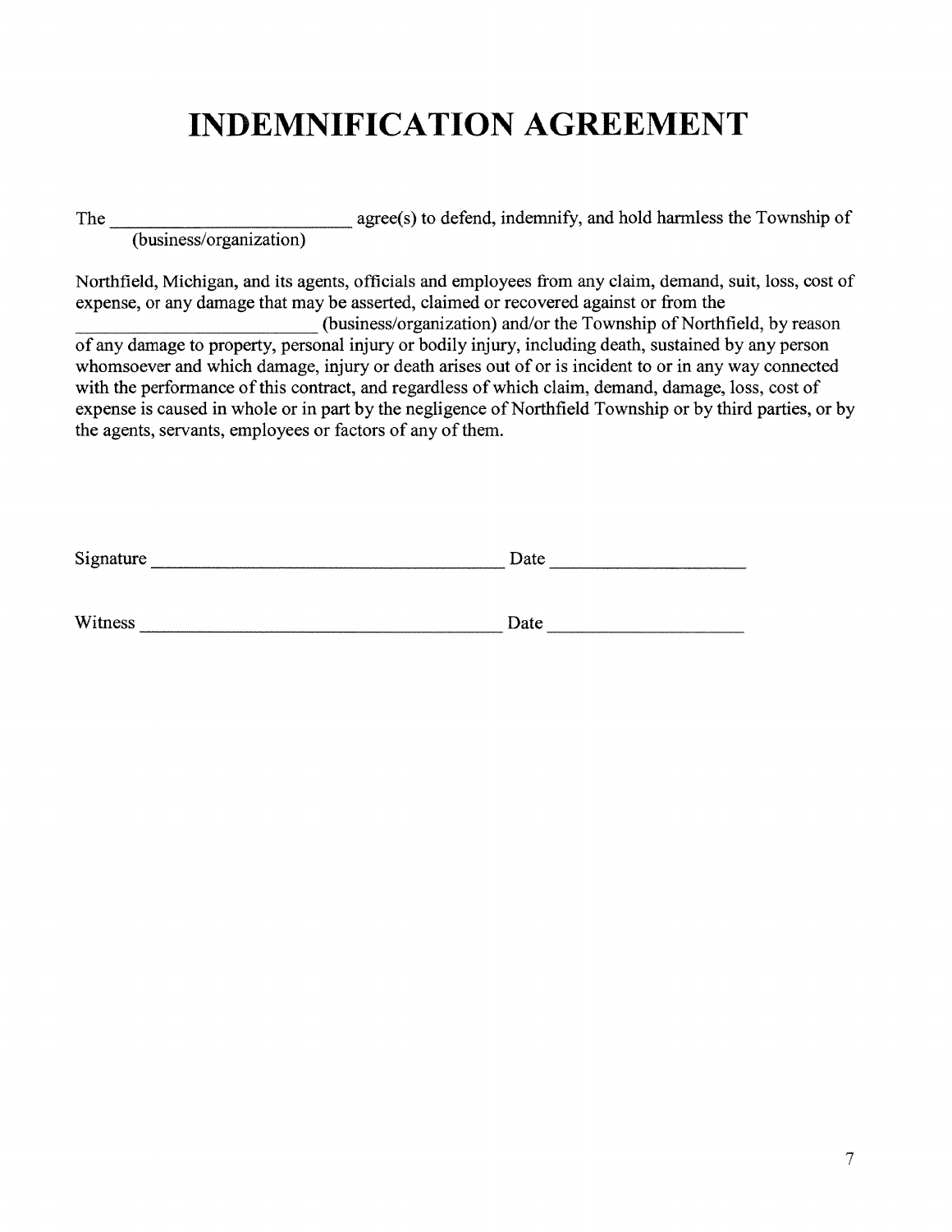# INDEMNIFICATION AGREEMENT

The ___________________________ agree(s) to defend, indemnify, and hold harmless the Township of
(business/organization)

Northfield, Michigan, and its agents, officials and employees from any claim, demand, suit, loss, cost of expense, or any damage that may be asserted, claimed or recovered against or from the ___________________________ (business/organization) and/or the Township of Northfield, by reason of any damage to property, personal injury or bodily injury, including death, sustained by any person whomsoever and which damage, injury or death arises out of or is incident to or in any way connected with the performance of this contract, and regardless of which claim, demand, damage, loss, cost of expense is caused in whole or in part by the negligence of Northfield Township or by third parties, or by the agents, servants, employees or factors of any of them.

Signature ________________________________________ Date ______________________

Witness ________________________________________ Date ______________________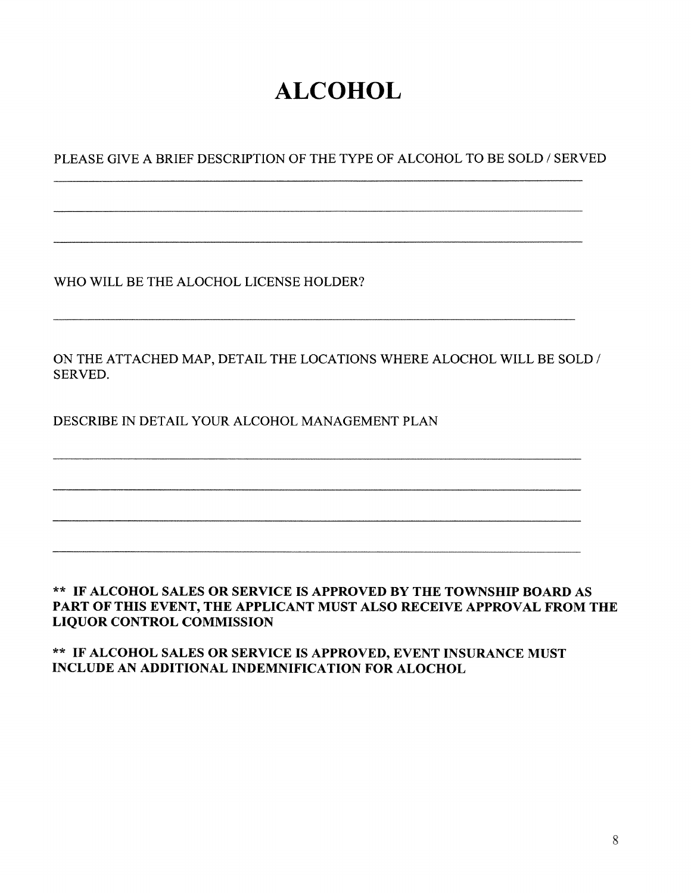# ALCOHOL

PLEASE GIVE A BRIEF DESCRIPTION OF THE TYPE OF ALCOHOL TO BE SOLD / SERVED

\_\_\_\_\_\_\_\_\_\_\_\_\_\_\_\_\_\_\_\_\_\_\_\_\_\_\_\_\_\_\_\_\_\_\_\_\_\_\_\_\_\_\_\_\_\_\_\_\_\_\_\_\_\_\_\_\_\_\_\_\_\_\_\_\_\_\_\_\_\_

\_\_\_\_\_\_\_\_\_\_\_\_\_\_\_\_\_\_\_\_\_\_\_\_\_\_\_\_\_\_\_\_\_\_\_\_\_\_\_\_\_\_\_\_\_\_\_\_\_\_\_\_\_\_\_\_\_\_\_\_\_\_\_\_\_\_\_\_\_\_

\_\_\_\_\_\_\_\_\_\_\_\_\_\_\_\_\_\_\_\_\_\_\_\_\_\_\_\_\_\_\_\_\_\_\_\_\_\_\_\_\_\_\_\_\_\_\_\_\_\_\_\_\_\_\_\_\_\_\_\_\_\_\_\_\_\_\_\_\_\_

WHO WILL BE THE ALOCHOL LICENSE HOLDER?

\_\_\_\_\_\_\_\_\_\_\_\_\_\_\_\_\_\_\_\_\_\_\_\_\_\_\_\_\_\_\_\_\_\_\_\_\_\_\_\_\_\_\_\_\_\_\_\_\_\_\_\_\_\_\_\_\_\_\_\_\_\_\_\_\_\_\_\_\_\_

ON THE ATTACHED MAP, DETAIL THE LOCATIONS WHERE ALOCHOL WILL BE SOLD / SERVED.

DESCRIBE IN DETAIL YOUR ALCOHOL MANAGEMENT PLAN

\_\_\_\_\_\_\_\_\_\_\_\_\_\_\_\_\_\_\_\_\_\_\_\_\_\_\_\_\_\_\_\_\_\_\_\_\_\_\_\_\_\_\_\_\_\_\_\_\_\_\_\_\_\_\_\_\_\_\_\_\_\_\_\_\_\_\_\_\_\_

\_\_\_\_\_\_\_\_\_\_\_\_\_\_\_\_\_\_\_\_\_\_\_\_\_\_\_\_\_\_\_\_\_\_\_\_\_\_\_\_\_\_\_\_\_\_\_\_\_\_\_\_\_\_\_\_\_\_\_\_\_\_\_\_\_\_\_\_\_\_

\_\_\_\_\_\_\_\_\_\_\_\_\_\_\_\_\_\_\_\_\_\_\_\_\_\_\_\_\_\_\_\_\_\_\_\_\_\_\_\_\_\_\_\_\_\_\_\_\_\_\_\_\_\_\_\_\_\_\_\_\_\_\_\_\_\_\_\_\_\_

\_\_\_\_\_\_\_\_\_\_\_\_\_\_\_\_\_\_\_\_\_\_\_\_\_\_\_\_\_\_\_\_\_\_\_\_\_\_\_\_\_\_\_\_\_\_\_\_\_\_\_\_\_\_\_\_\_\_\_\_\_\_\_\_\_\_\_\_\_\_

**\*\* IF ALCOHOL SALES OR SERVICE IS APPROVED BY THE TOWNSHIP BOARD AS PART OF THIS EVENT, THE APPLICANT MUST ALSO RECEIVE APPROVAL FROM THE LIQUOR CONTROL COMMISSION**

**\*\* IF ALCOHOL SALES OR SERVICE IS APPROVED, EVENT INSURANCE MUST INCLUDE AN ADDITIONAL INDEMNIFICATION FOR ALOCHOL**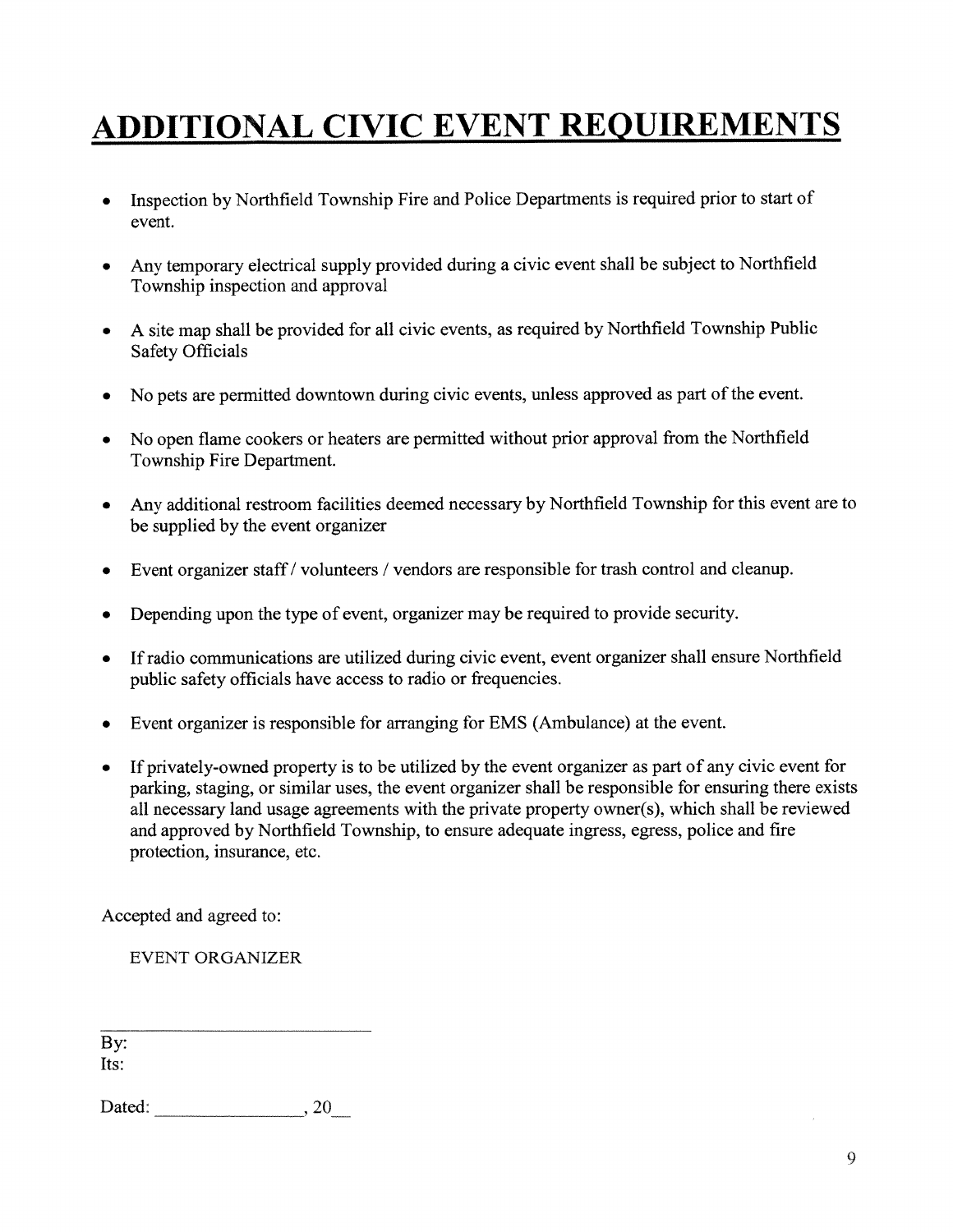# ADDITIONAL CIVIC EVENT REQUIREMENTS

- Inspection by Northfield Township Fire and Police Departments is required prior to start of event.
- Any temporary electrical supply provided during a civic event shall be subject to Northfield Township inspection and approval
- A site map shall be provided for all civic events, as required by Northfield Township Public Safety Officials
- No pets are permitted downtown during civic events, unless approved as part of the event.
- No open flame cookers or heaters are permitted without prior approval from the Northfield Township Fire Department.
- Any additional restroom facilities deemed necessary by Northfield Township for this event are to be supplied by the event organizer
- Event organizer staff / volunteers / vendors are responsible for trash control and cleanup.
- Depending upon the type of event, organizer may be required to provide security.
- If radio communications are utilized during civic event, event organizer shall ensure Northfield public safety officials have access to radio or frequencies.
- Event organizer is responsible for arranging for EMS (Ambulance) at the event.
- If privately-owned property is to be utilized by the event organizer as part of any civic event for parking, staging, or similar uses, the event organizer shall be responsible for ensuring there exists all necessary land usage agreements with the private property owner(s), which shall be reviewed and approved by Northfield Township, to ensure adequate ingress, egress, police and fire protection, insurance, etc.

Accepted and agreed to:

EVENT ORGANIZER

______________________________

By:

Its:

Dated: ________________, 20__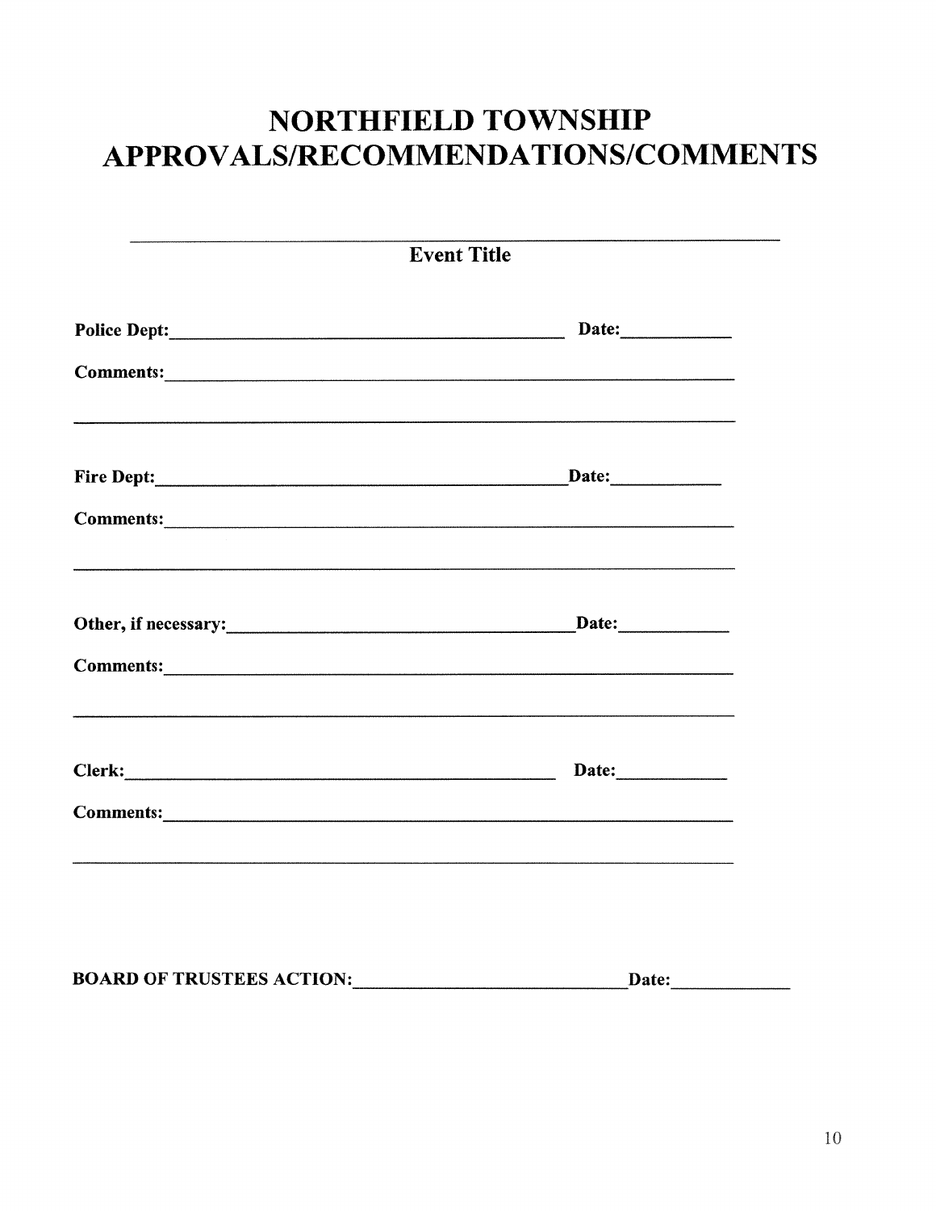# NORTHFIELD TOWNSHIP APPROVALS/RECOMMENDATIONS/COMMENTS

______________________________________________

**Event Title**

**Police Dept:**______________________________ **Date:**__________

**Comments:**______________________________________________

______________________________________________

**Fire Dept:**______________________________ **Date:**__________

**Comments:**______________________________________________

______________________________________________

**Other, if necessary:**______________________________ **Date:**__________

**Comments:**______________________________________________

______________________________________________

**Clerk:**______________________________ **Date:**__________

**Comments:**______________________________________________

______________________________________________

**BOARD OF TRUSTEES ACTION:**______________________________ **Date:**__________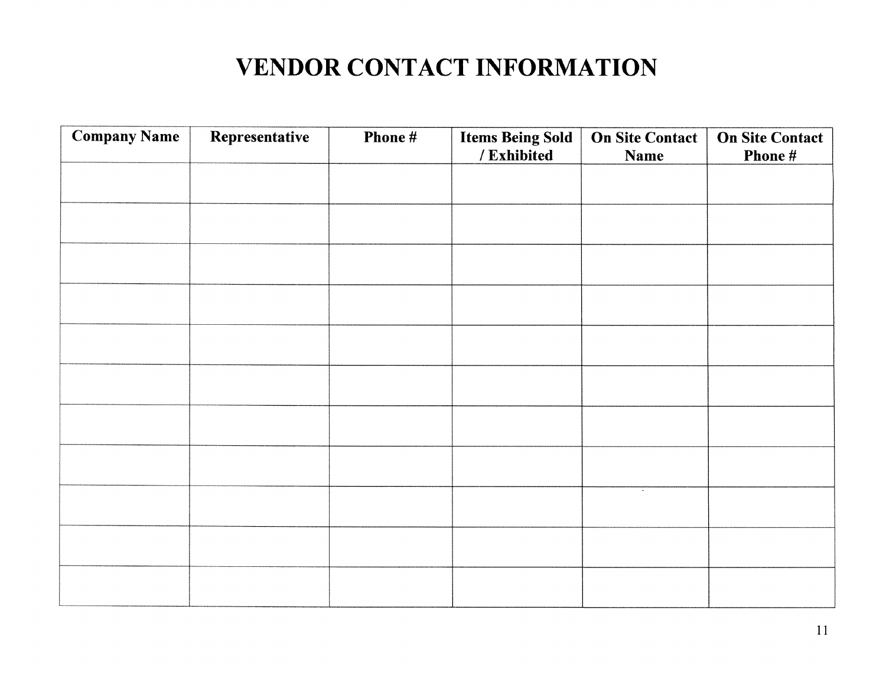# VENDOR CONTACT INFORMATION

| Company Name | Representative | Phone # | Items Being Sold / Exhibited | On Site Contact Name | On Site Contact Phone # |
|---|---|---|---|---|---|
| | | | | | |
| | | | | | |
| | | | | | |
| | | | | | |
| | | | | | |
| | | | | | |
| | | | | | |
| | | | | | |
| | | | | | |
| | | | | | |
| | | | | | |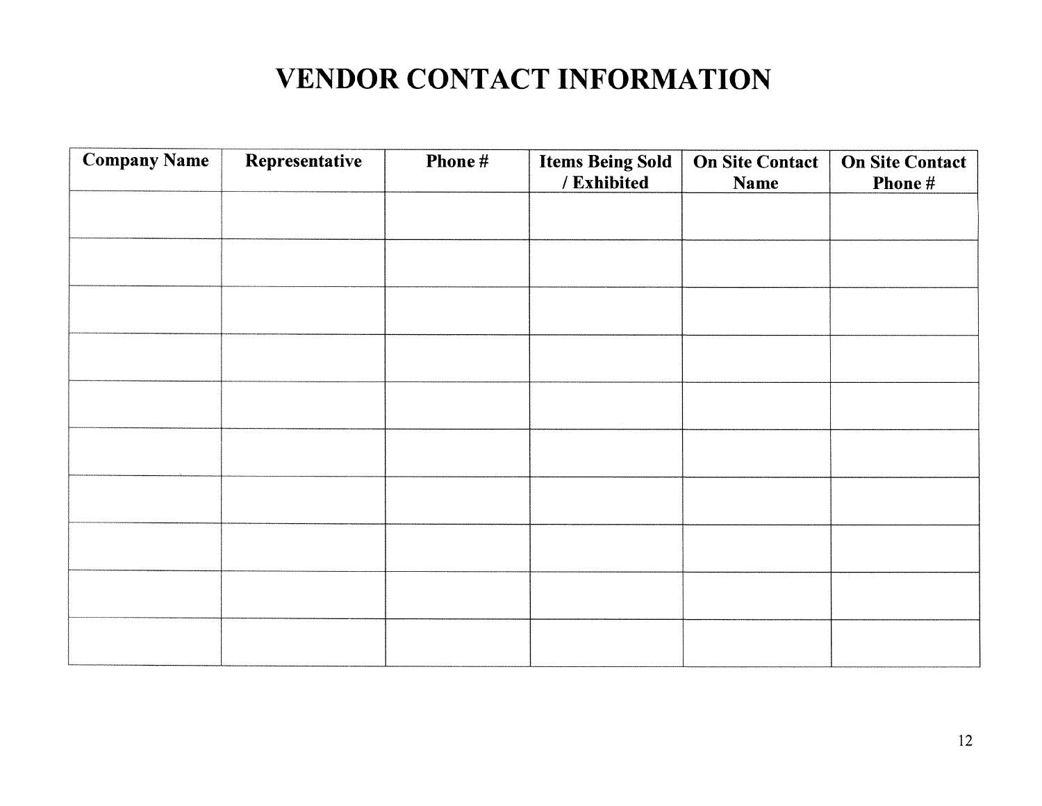# VENDOR CONTACT INFORMATION

| Company Name | Representative | Phone # | Items Being Sold / Exhibited | On Site Contact Name | On Site Contact Phone # |
|---|---|---|---|---|---|
| | | | | | |
| | | | | | |
| | | | | | |
| | | | | | |
| | | | | | |
| | | | | | |
| | | | | | |
| | | | | | |
| | | | | | |
| | | | | | |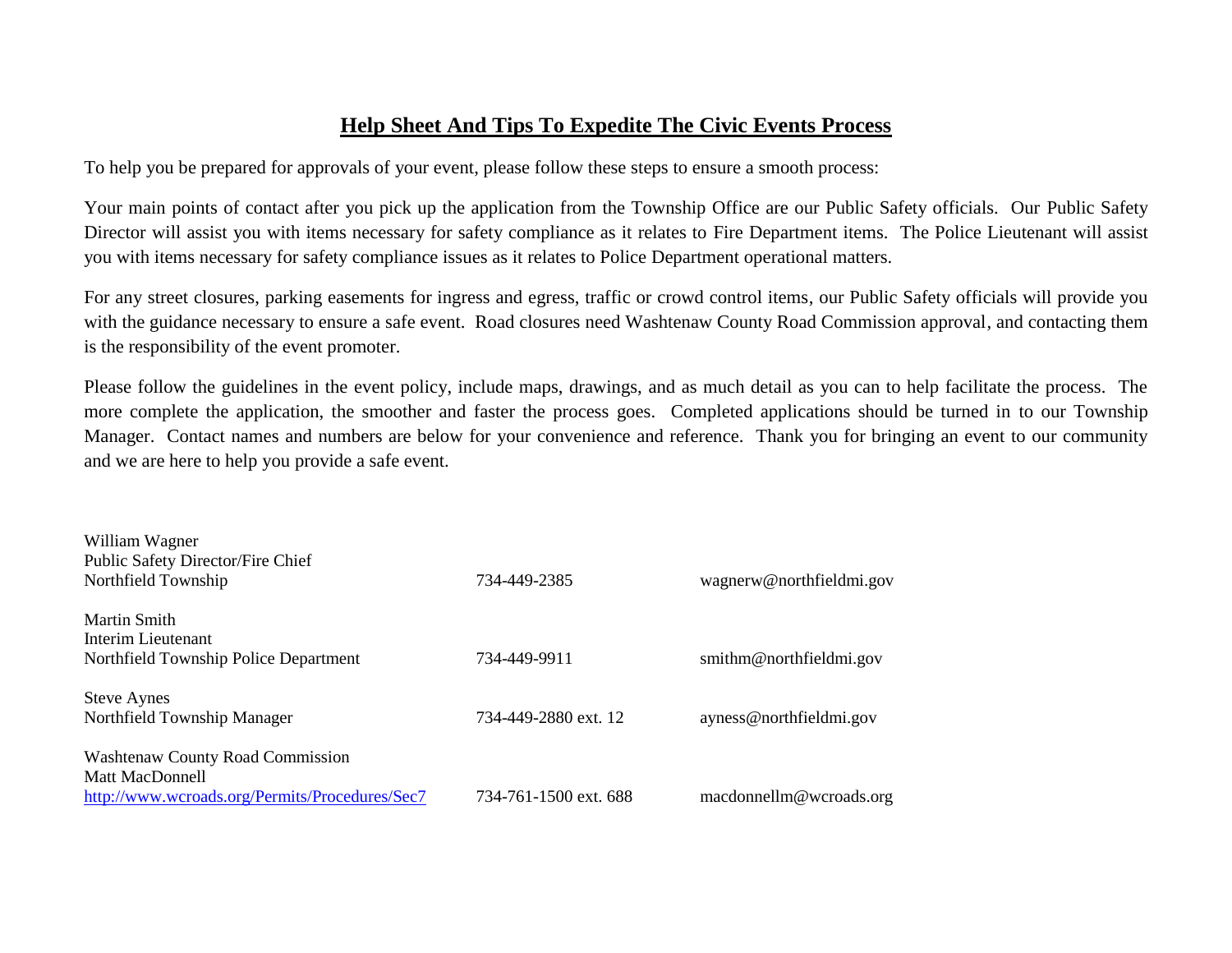# Help Sheet And Tips To Expedite The Civic Events Process

To help you be prepared for approvals of your event, please follow these steps to ensure a smooth process:

Your main points of contact after you pick up the application from the Township Office are our Public Safety officials. Our Public Safety Director will assist you with items necessary for safety compliance as it relates to Fire Department items. The Police Lieutenant will assist you with items necessary for safety compliance issues as it relates to Police Department operational matters.

For any street closures, parking easements for ingress and egress, traffic or crowd control items, our Public Safety officials will provide you with the guidance necessary to ensure a safe event. Road closures need Washtenaw County Road Commission approval, and contacting them is the responsibility of the event promoter.

Please follow the guidelines in the event policy, include maps, drawings, and as much detail as you can to help facilitate the process. The more complete the application, the smoother and faster the process goes. Completed applications should be turned in to our Township Manager. Contact names and numbers are below for your convenience and reference. Thank you for bringing an event to our community and we are here to help you provide a safe event.

| | | |
|---|---|---|
| William Wagner<br>Public Safety Director/Fire Chief<br>Northfield Township | 734-449-2385 | wagnerw@northfieldmi.gov |
| Martin Smith<br>Interim Lieutenant<br>Northfield Township Police Department | 734-449-9911 | smithm@northfieldmi.gov |
| Steve Aynes<br>Northfield Township Manager | 734-449-2880 ext. 12 | ayness@northfieldmi.gov |
| Washtenaw County Road Commission<br>Matt MacDonnell<br>http://www.wcroads.org/Permits/Procedures/Sec7 | 734-761-1500 ext. 688 | macdonnellm@wcroads.org |